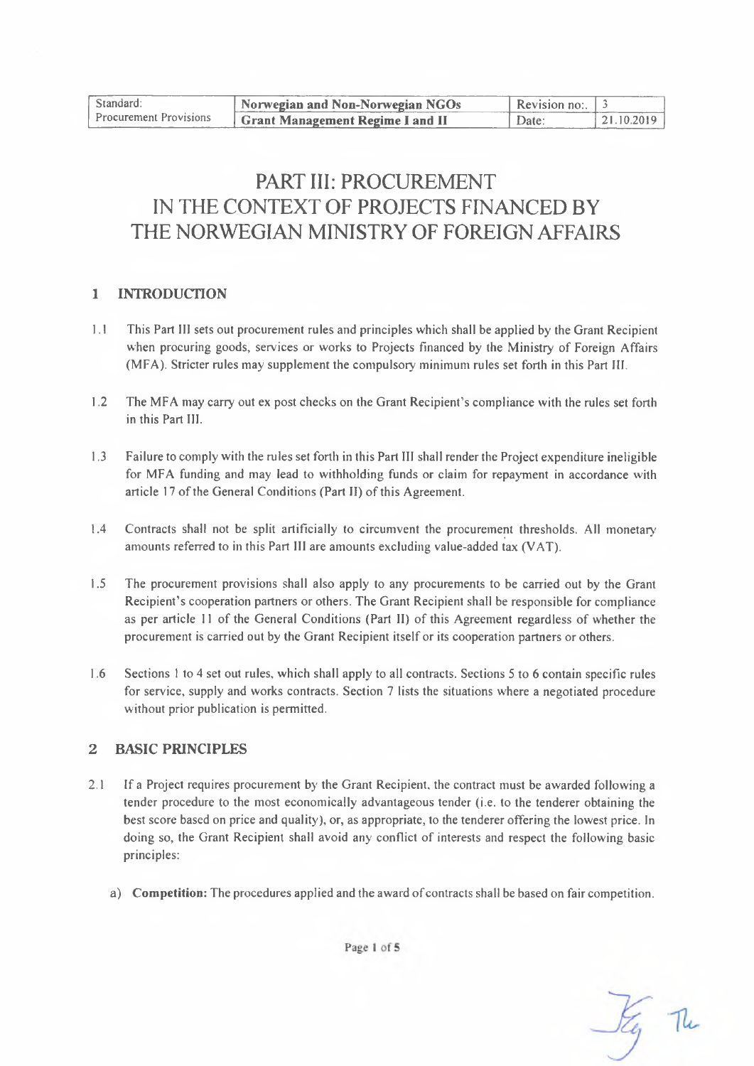| Standard: Procurement Provisions | Norwegian and Non-Norwegian NGOs Grant Management Regime I and II | Revision no:. | 3 |
|---|---|---|---|
| | | Date: | 21.10.2019 |

# PART III: PROCUREMENT IN THE CONTEXT OF PROJECTS FINANCED BY THE NORWEGIAN MINISTRY OF FOREIGN AFFAIRS

## 1 INTRODUCTION

1.1 This Part III sets out procurement rules and principles which shall be applied by the Grant Recipient when procuring goods, services or works to Projects financed by the Ministry of Foreign Affairs (MFA). Stricter rules may supplement the compulsory minimum rules set forth in this Part III.

1.2 The MFA may carry out ex post checks on the Grant Recipient's compliance with the rules set forth in this Part III.

1.3 Failure to comply with the rules set forth in this Part III shall render the Project expenditure ineligible for MFA funding and may lead to withholding funds or claim for repayment in accordance with article 17 of the General Conditions (Part II) of this Agreement.

1.4 Contracts shall not be split artificially to circumvent the procurement thresholds. All monetary amounts referred to in this Part III are amounts excluding value-added tax (VAT).

1.5 The procurement provisions shall also apply to any procurements to be carried out by the Grant Recipient's cooperation partners or others. The Grant Recipient shall be responsible for compliance as per article 11 of the General Conditions (Part II) of this Agreement regardless of whether the procurement is carried out by the Grant Recipient itself or its cooperation partners or others.

1.6 Sections 1 to 4 set out rules, which shall apply to all contracts. Sections 5 to 6 contain specific rules for service, supply and works contracts. Section 7 lists the situations where a negotiated procedure without prior publication is permitted.

## 2 BASIC PRINCIPLES

2.1 If a Project requires procurement by the Grant Recipient, the contract must be awarded following a tender procedure to the most economically advantageous tender (i.e. to the tenderer obtaining the best score based on price and quality), or, as appropriate, to the tenderer offering the lowest price. In doing so, the Grant Recipient shall avoid any conflict of interests and respect the following basic principles:

a) **Competition:** The procedures applied and the award of contracts shall be based on fair competition.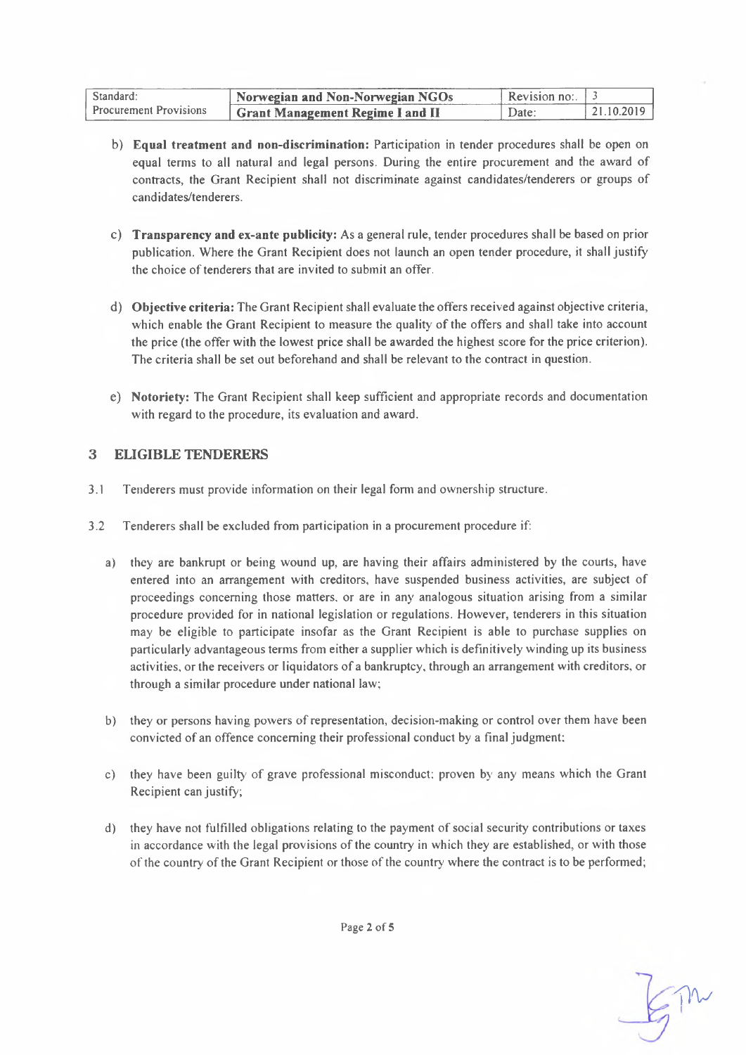b) **Equal treatment and non-discrimination:** Participation in tender procedures shall be open on equal terms to all natural and legal persons. During the entire procurement and the award of contracts, the Grant Recipient shall not discriminate against candidates/tenderers or groups of candidates/tenderers.

c) **Transparency and ex-ante publicity:** As a general rule, tender procedures shall be based on prior publication. Where the Grant Recipient does not launch an open tender procedure, it shall justify the choice of tenderers that are invited to submit an offer.

d) **Objective criteria:** The Grant Recipient shall evaluate the offers received against objective criteria, which enable the Grant Recipient to measure the quality of the offers and shall take into account the price (the offer with the lowest price shall be awarded the highest score for the price criterion). The criteria shall be set out beforehand and shall be relevant to the contract in question.

e) **Notoriety:** The Grant Recipient shall keep sufficient and appropriate records and documentation with regard to the procedure, its evaluation and award.

## 3 ELIGIBLE TENDERERS

3.1 Tenderers must provide information on their legal form and ownership structure.

3.2 Tenderers shall be excluded from participation in a procurement procedure if:

a) they are bankrupt or being wound up, are having their affairs administered by the courts, have entered into an arrangement with creditors, have suspended business activities, are subject of proceedings concerning those matters, or are in any analogous situation arising from a similar procedure provided for in national legislation or regulations. However, tenderers in this situation may be eligible to participate insofar as the Grant Recipient is able to purchase supplies on particularly advantageous terms from either a supplier which is definitively winding up its business activities, or the receivers or liquidators of a bankruptcy, through an arrangement with creditors, or through a similar procedure under national law;

b) they or persons having powers of representation, decision-making or control over them have been convicted of an offence concerning their professional conduct by a final judgment;

c) they have been guilty of grave professional misconduct; proven by any means which the Grant Recipient can justify;

d) they have not fulfilled obligations relating to the payment of social security contributions or taxes in accordance with the legal provisions of the country in which they are established, or with those of the country of the Grant Recipient or those of the country where the contract is to be performed;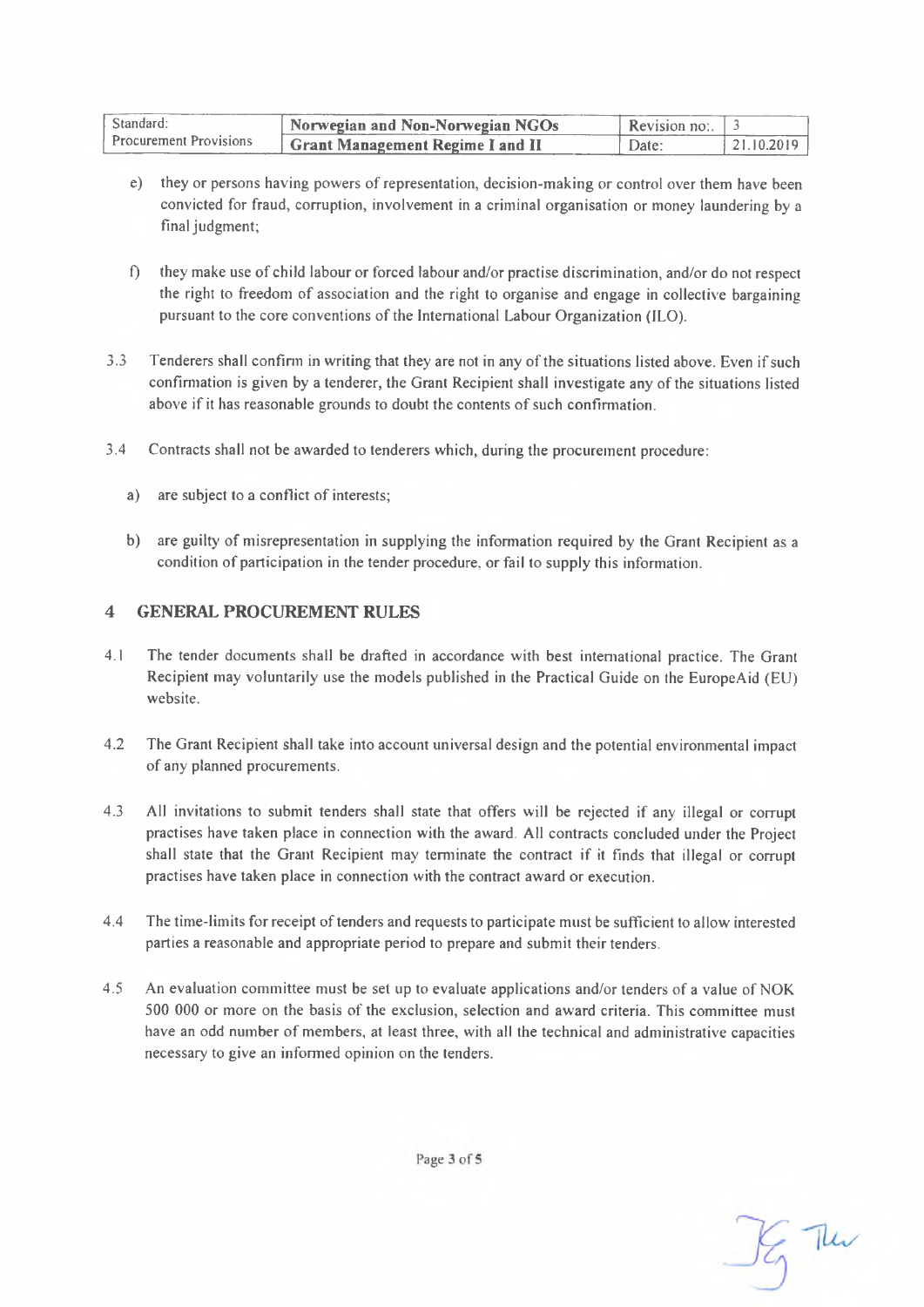e) they or persons having powers of representation, decision-making or control over them have been convicted for fraud, corruption, involvement in a criminal organisation or money laundering by a final judgment;

f) they make use of child labour or forced labour and/or practise discrimination, and/or do not respect the right to freedom of association and the right to organise and engage in collective bargaining pursuant to the core conventions of the International Labour Organization (ILO).

3.3 Tenderers shall confirm in writing that they are not in any of the situations listed above. Even if such confirmation is given by a tenderer, the Grant Recipient shall investigate any of the situations listed above if it has reasonable grounds to doubt the contents of such confirmation.

3.4 Contracts shall not be awarded to tenderers which, during the procurement procedure:

a) are subject to a conflict of interests;

b) are guilty of misrepresentation in supplying the information required by the Grant Recipient as a condition of participation in the tender procedure, or fail to supply this information.

## 4 GENERAL PROCUREMENT RULES

4.1 The tender documents shall be drafted in accordance with best international practice. The Grant Recipient may voluntarily use the models published in the Practical Guide on the EuropeAid (EU) website.

4.2 The Grant Recipient shall take into account universal design and the potential environmental impact of any planned procurements.

4.3 All invitations to submit tenders shall state that offers will be rejected if any illegal or corrupt practises have taken place in connection with the award. All contracts concluded under the Project shall state that the Grant Recipient may terminate the contract if it finds that illegal or corrupt practises have taken place in connection with the contract award or execution.

4.4 The time-limits for receipt of tenders and requests to participate must be sufficient to allow interested parties a reasonable and appropriate period to prepare and submit their tenders.

4.5 An evaluation committee must be set up to evaluate applications and/or tenders of a value of NOK 500 000 or more on the basis of the exclusion, selection and award criteria. This committee must have an odd number of members, at least three, with all the technical and administrative capacities necessary to give an informed opinion on the tenders.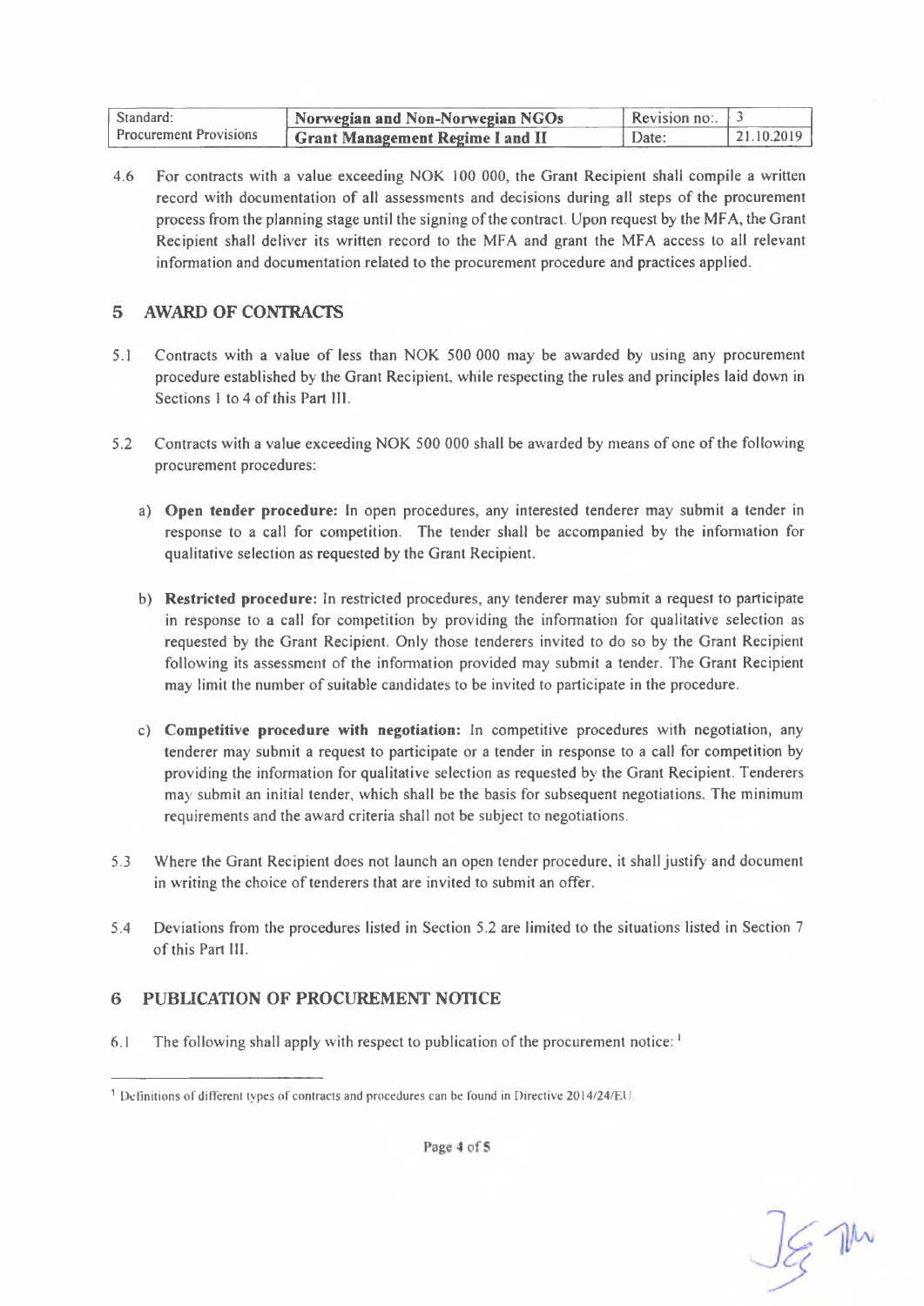4.6 For contracts with a value exceeding NOK 100 000, the Grant Recipient shall compile a written record with documentation of all assessments and decisions during all steps of the procurement process from the planning stage until the signing of the contract. Upon request by the MFA, the Grant Recipient shall deliver its written record to the MFA and grant the MFA access to all relevant information and documentation related to the procurement procedure and practices applied.

## 5 AWARD OF CONTRACTS

5.1 Contracts with a value of less than NOK 500 000 may be awarded by using any procurement procedure established by the Grant Recipient, while respecting the rules and principles laid down in Sections 1 to 4 of this Part III.

5.2 Contracts with a value exceeding NOK 500 000 shall be awarded by means of one of the following procurement procedures:

a) **Open tender procedure:** In open procedures, any interested tenderer may submit a tender in response to a call for competition. The tender shall be accompanied by the information for qualitative selection as requested by the Grant Recipient.

b) **Restricted procedure:** In restricted procedures, any tenderer may submit a request to participate in response to a call for competition by providing the information for qualitative selection as requested by the Grant Recipient. Only those tenderers invited to do so by the Grant Recipient following its assessment of the information provided may submit a tender. The Grant Recipient may limit the number of suitable candidates to be invited to participate in the procedure.

c) **Competitive procedure with negotiation:** In competitive procedures with negotiation, any tenderer may submit a request to participate or a tender in response to a call for competition by providing the information for qualitative selection as requested by the Grant Recipient. Tenderers may submit an initial tender, which shall be the basis for subsequent negotiations. The minimum requirements and the award criteria shall not be subject to negotiations.

5.3 Where the Grant Recipient does not launch an open tender procedure, it shall justify and document in writing the choice of tenderers that are invited to submit an offer.

5.4 Deviations from the procedures listed in Section 5.2 are limited to the situations listed in Section 7 of this Part III.

## 6 PUBLICATION OF PROCUREMENT NOTICE

6.1 The following shall apply with respect to publication of the procurement notice: [1]

[1] Definitions of different types of contracts and procedures can be found in Directive 2014/24/EU.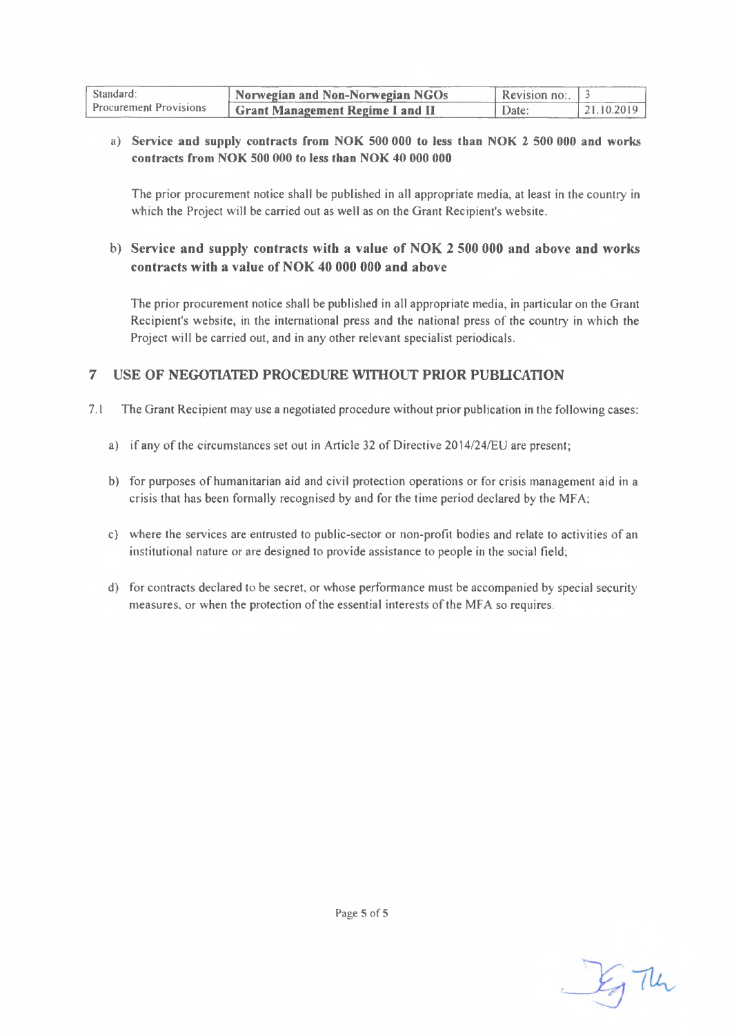a) **Service and supply contracts from NOK 500 000 to less than NOK 2 500 000 and works contracts from NOK 500 000 to less than NOK 40 000 000**

   The prior procurement notice shall be published in all appropriate media, at least in the country in which the Project will be carried out as well as on the Grant Recipient's website.

b) **Service and supply contracts with a value of NOK 2 500 000 and above and works contracts with a value of NOK 40 000 000 and above**

   The prior procurement notice shall be published in all appropriate media, in particular on the Grant Recipient's website, in the international press and the national press of the country in which the Project will be carried out, and in any other relevant specialist periodicals.

## 7 USE OF NEGOTIATED PROCEDURE WITHOUT PRIOR PUBLICATION

7.1 The Grant Recipient may use a negotiated procedure without prior publication in the following cases:

a) if any of the circumstances set out in Article 32 of Directive 2014/24/EU are present;

b) for purposes of humanitarian aid and civil protection operations or for crisis management aid in a crisis that has been formally recognised by and for the time period declared by the MFA;

c) where the services are entrusted to public-sector or non-profit bodies and relate to activities of an institutional nature or are designed to provide assistance to people in the social field;

d) for contracts declared to be secret, or whose performance must be accompanied by special security measures, or when the protection of the essential interests of the MFA so requires.